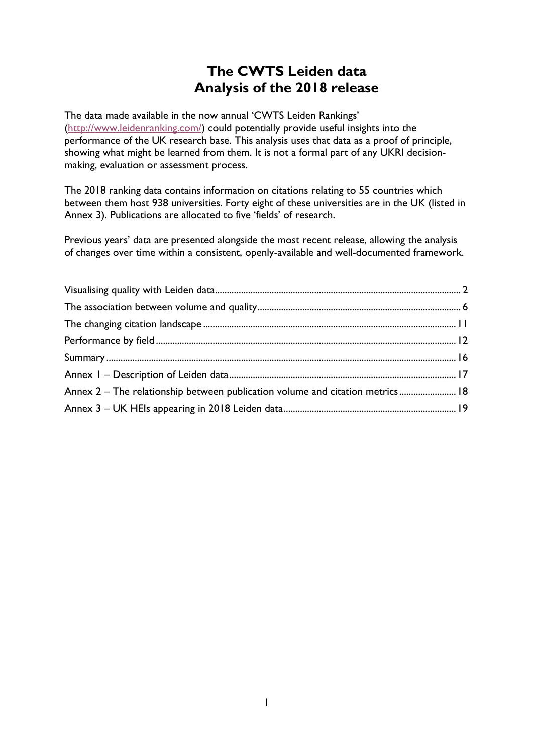# The CWTS Leiden data
# Analysis of the 2018 release

The data made available in the now annual 'CWTS Leiden Rankings' (http://www.leidenranking.com/) could potentially provide useful insights into the performance of the UK research base. This analysis uses that data as a proof of principle, showing what might be learned from them. It is not a formal part of any UKRI decision-making, evaluation or assessment process.

The 2018 ranking data contains information on citations relating to 55 countries which between them host 938 universities. Forty eight of these universities are in the UK (listed in Annex 3). Publications are allocated to five 'fields' of research.

Previous years' data are presented alongside the most recent release, allowing the analysis of changes over time within a consistent, openly-available and well-documented framework.

| | |
|---|---|
| Visualising quality with Leiden data | 2 |
| The association between volume and quality | 6 |
| The changing citation landscape | 11 |
| Performance by field | 12 |
| Summary | 16 |
| Annex 1 – Description of Leiden data | 17 |
| Annex 2 – The relationship between publication volume and citation metrics | 18 |
| Annex 3 – UK HEIs appearing in 2018 Leiden data | 19 |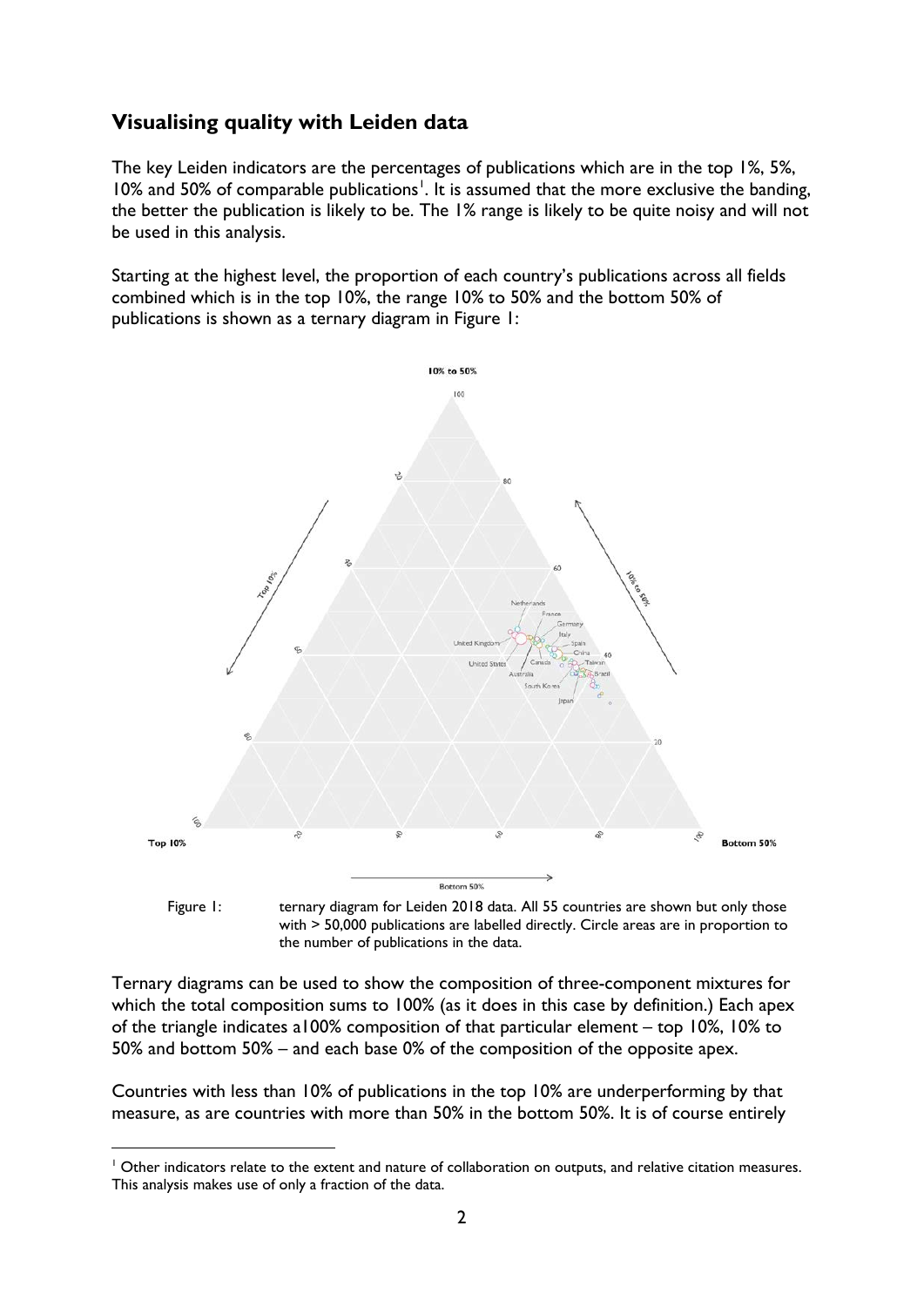## Visualising quality with Leiden data

The key Leiden indicators are the percentages of publications which are in the top 1%, 5%, 10% and 50% of comparable publications[1]. It is assumed that the more exclusive the banding, the better the publication is likely to be. The 1% range is likely to be quite noisy and will not be used in this analysis.

Starting at the highest level, the proportion of each country's publications across all fields combined which is in the top 10%, the range 10% to 50% and the bottom 50% of publications is shown as a ternary diagram in Figure 1:

Figure 1: ternary diagram for Leiden 2018 data. All 55 countries are shown but only those with > 50,000 publications are labelled directly. Circle areas are in proportion to the number of publications in the data.

Ternary diagrams can be used to show the composition of three-component mixtures for which the total composition sums to 100% (as it does in this case by definition.) Each apex of the triangle indicates a100% composition of that particular element – top 10%, 10% to 50% and bottom 50% – and each base 0% of the composition of the opposite apex.

Countries with less than 10% of publications in the top 10% are underperforming by that measure, as are countries with more than 50% in the bottom 50%. It is of course entirely

[1] Other indicators relate to the extent and nature of collaboration on outputs, and relative citation measures. This analysis makes use of only a fraction of the data.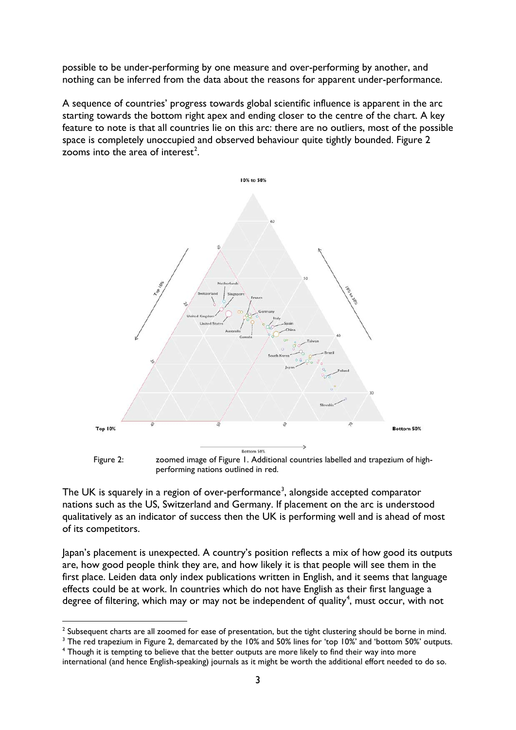possible to be under-performing by one measure and over-performing by another, and nothing can be inferred from the data about the reasons for apparent under-performance.

A sequence of countries' progress towards global scientific influence is apparent in the arc starting towards the bottom right apex and ending closer to the centre of the chart. A key feature to note is that all countries lie on this arc: there are no outliers, most of the possible space is completely unoccupied and observed behaviour quite tightly bounded. Figure 2 zooms into the area of interest[2].

Figure 2: zoomed image of Figure 1. Additional countries labelled and trapezium of high-performing nations outlined in red.

The UK is squarely in a region of over-performance[3], alongside accepted comparator nations such as the US, Switzerland and Germany. If placement on the arc is understood qualitatively as an indicator of success then the UK is performing well and is ahead of most of its competitors.

Japan's placement is unexpected. A country's position reflects a mix of how good its outputs are, how good people think they are, and how likely it is that people will see them in the first place. Leiden data only index publications written in English, and it seems that language effects could be at work. In countries which do not have English as their first language a degree of filtering, which may or may not be independent of quality[4], must occur, with not

---

[2] Subsequent charts are all zoomed for ease of presentation, but the tight clustering should be borne in mind.

[3] The red trapezium in Figure 2, demarcated by the 10% and 50% lines for 'top 10%' and 'bottom 50%' outputs.

[4] Though it is tempting to believe that the better outputs are more likely to find their way into more international (and hence English-speaking) journals as it might be worth the additional effort needed to do so.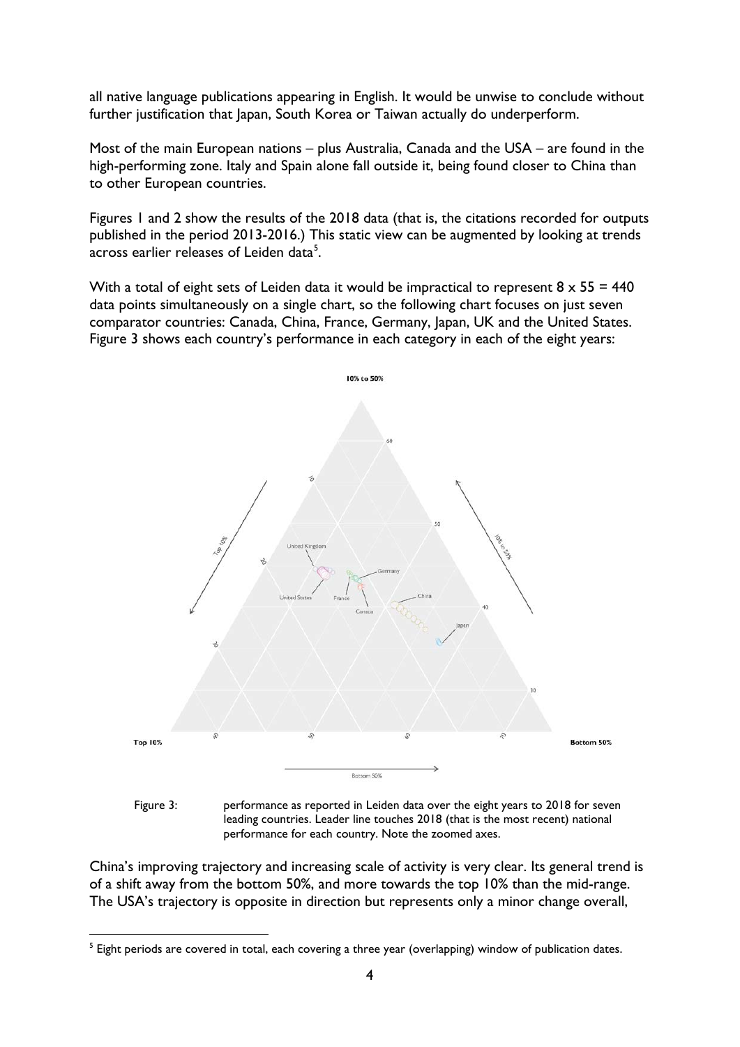all native language publications appearing in English. It would be unwise to conclude without further justification that Japan, South Korea or Taiwan actually do underperform.

Most of the main European nations – plus Australia, Canada and the USA – are found in the high-performing zone. Italy and Spain alone fall outside it, being found closer to China than to other European countries.

Figures 1 and 2 show the results of the 2018 data (that is, the citations recorded for outputs published in the period 2013-2016.) This static view can be augmented by looking at trends across earlier releases of Leiden data[5].

With a total of eight sets of Leiden data it would be impractical to represent $8 \times 55 = 440$ data points simultaneously on a single chart, so the following chart focuses on just seven comparator countries: Canada, China, France, Germany, Japan, UK and the United States. Figure 3 shows each country's performance in each category in each of the eight years:

Figure 3: performance as reported in Leiden data over the eight years to 2018 for seven leading countries. Leader line touches 2018 (that is the most recent) national performance for each country. Note the zoomed axes.

China's improving trajectory and increasing scale of activity is very clear. Its general trend is of a shift away from the bottom 50%, and more towards the top 10% than the mid-range. The USA's trajectory is opposite in direction but represents only a minor change overall,

[5] Eight periods are covered in total, each covering a three year (overlapping) window of publication dates.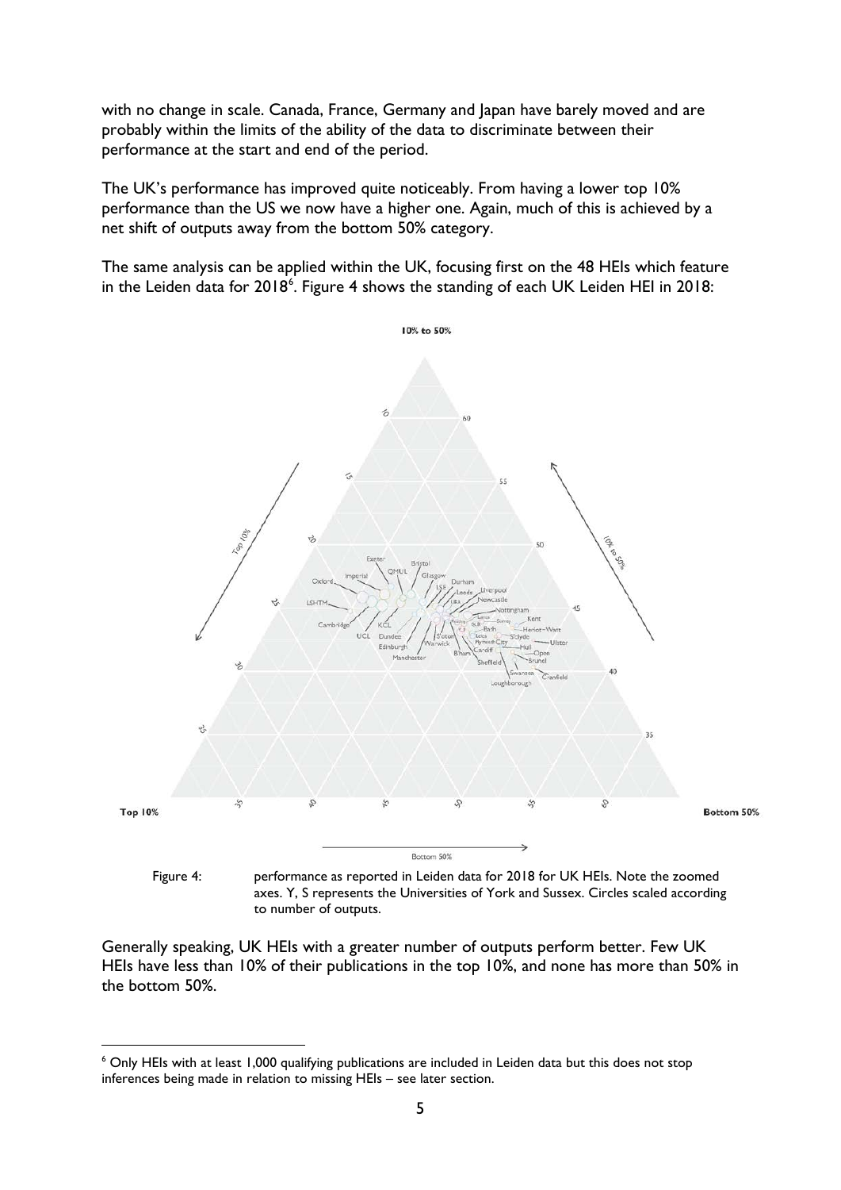with no change in scale. Canada, France, Germany and Japan have barely moved and are probably within the limits of the ability of the data to discriminate between their performance at the start and end of the period.

The UK's performance has improved quite noticeably. From having a lower top 10% performance than the US we now have a higher one. Again, much of this is achieved by a net shift of outputs away from the bottom 50% category.

The same analysis can be applied within the UK, focusing first on the 48 HEIs which feature in the Leiden data for 2018[6]. Figure 4 shows the standing of each UK Leiden HEI in 2018:

Figure 4: performance as reported in Leiden data for 2018 for UK HEIs. Note the zoomed axes. Y, S represents the Universities of York and Sussex. Circles scaled according to number of outputs.

Generally speaking, UK HEIs with a greater number of outputs perform better. Few UK HEIs have less than 10% of their publications in the top 10%, and none has more than 50% in the bottom 50%.

[6] Only HEIs with at least 1,000 qualifying publications are included in Leiden data but this does not stop inferences being made in relation to missing HEIs – see later section.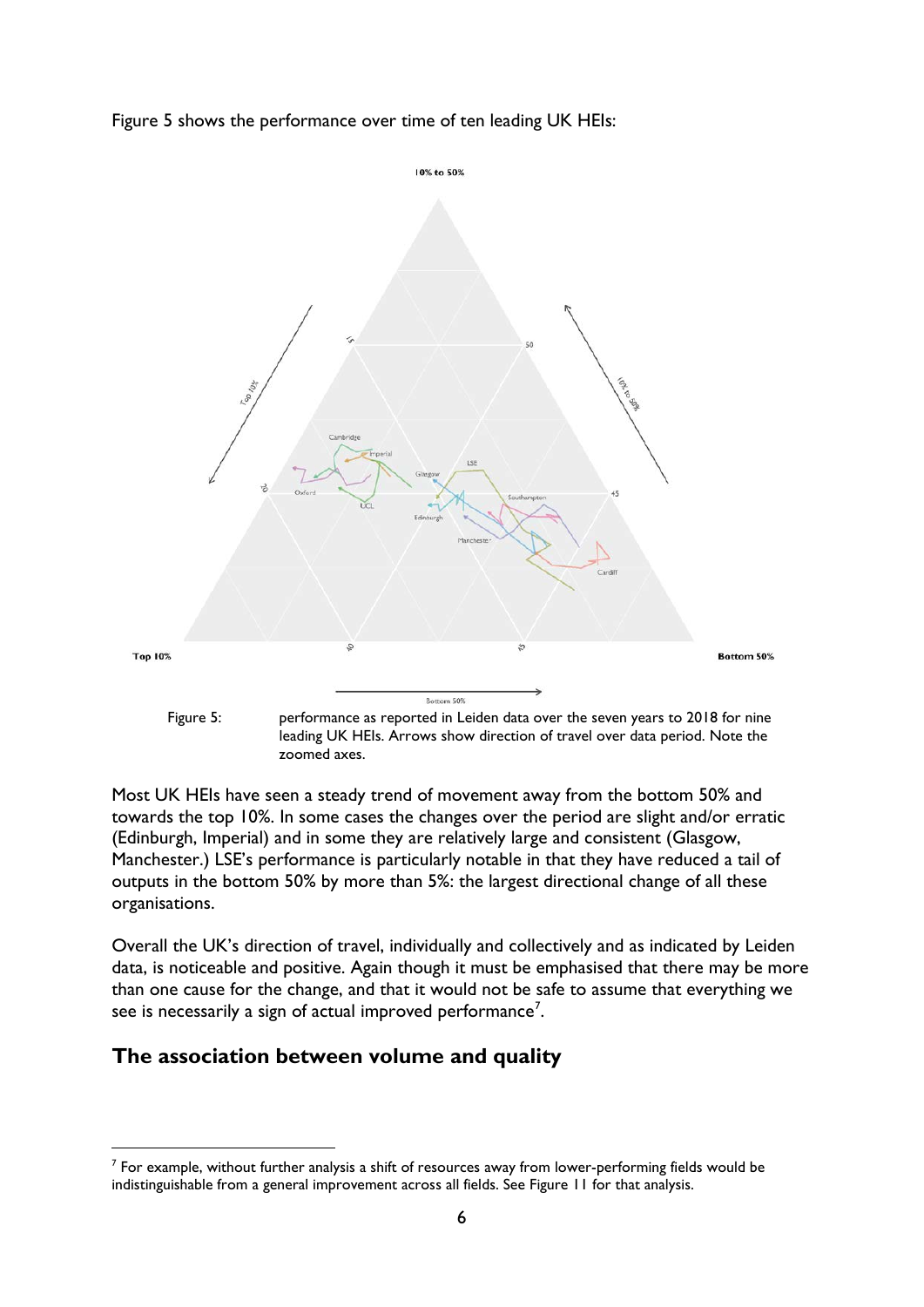Figure 5 shows the performance over time of ten leading UK HEIs:

Figure 5: performance as reported in Leiden data over the seven years to 2018 for nine leading UK HEIs. Arrows show direction of travel over data period. Note the zoomed axes.

Most UK HEIs have seen a steady trend of movement away from the bottom 50% and towards the top 10%. In some cases the changes over the period are slight and/or erratic (Edinburgh, Imperial) and in some they are relatively large and consistent (Glasgow, Manchester.) LSE's performance is particularly notable in that they have reduced a tail of outputs in the bottom 50% by more than 5%: the largest directional change of all these organisations.

Overall the UK's direction of travel, individually and collectively and as indicated by Leiden data, is noticeable and positive. Again though it must be emphasised that there may be more than one cause for the change, and that it would not be safe to assume that everything we see is necessarily a sign of actual improved performance[7].

## The association between volume and quality

[7] For example, without further analysis a shift of resources away from lower-performing fields would be indistinguishable from a general improvement across all fields. See Figure 11 for that analysis.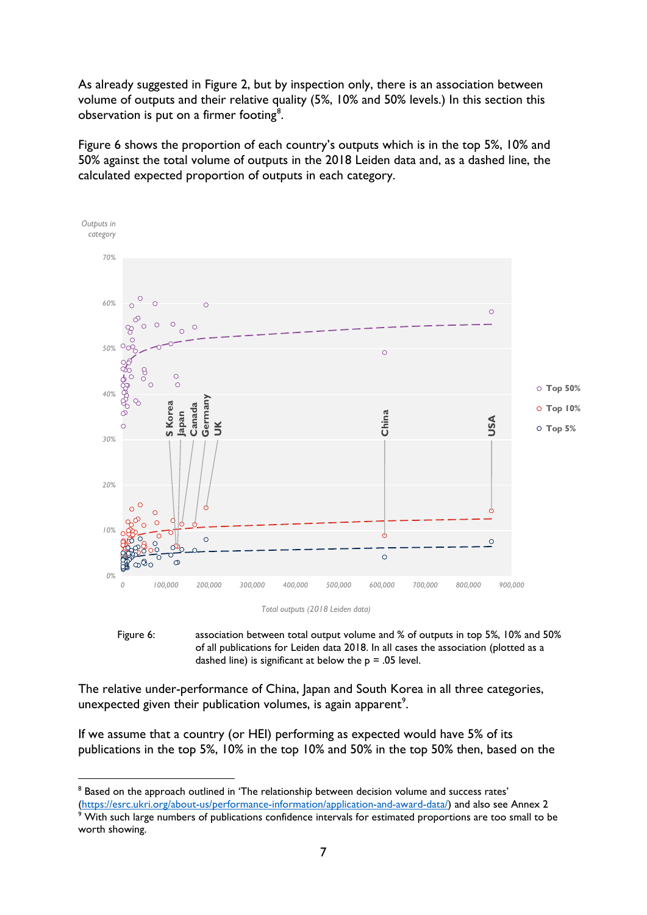As already suggested in Figure 2, but by inspection only, there is an association between volume of outputs and their relative quality (5%, 10% and 50% levels.) In this section this observation is put on a firmer footing[8].

Figure 6 shows the proportion of each country's outputs which is in the top 5%, 10% and 50% against the total volume of outputs in the 2018 Leiden data and, as a dashed line, the calculated expected proportion of outputs in each category.

Figure 6: association between total output volume and % of outputs in top 5%, 10% and 50% of all publications for Leiden data 2018. In all cases the association (plotted as a dashed line) is significant at below the p = .05 level.

The relative under-performance of China, Japan and South Korea in all three categories, unexpected given their publication volumes, is again apparent[9].

If we assume that a country (or HEI) performing as expected would have 5% of its publications in the top 5%, 10% in the top 10% and 50% in the top 50% then, based on the

[8] Based on the approach outlined in 'The relationship between decision volume and success rates' (https://esrc.ukri.org/about-us/performance-information/application-and-award-data/) and also see Annex 2

[9] With such large numbers of publications confidence intervals for estimated proportions are too small to be worth showing.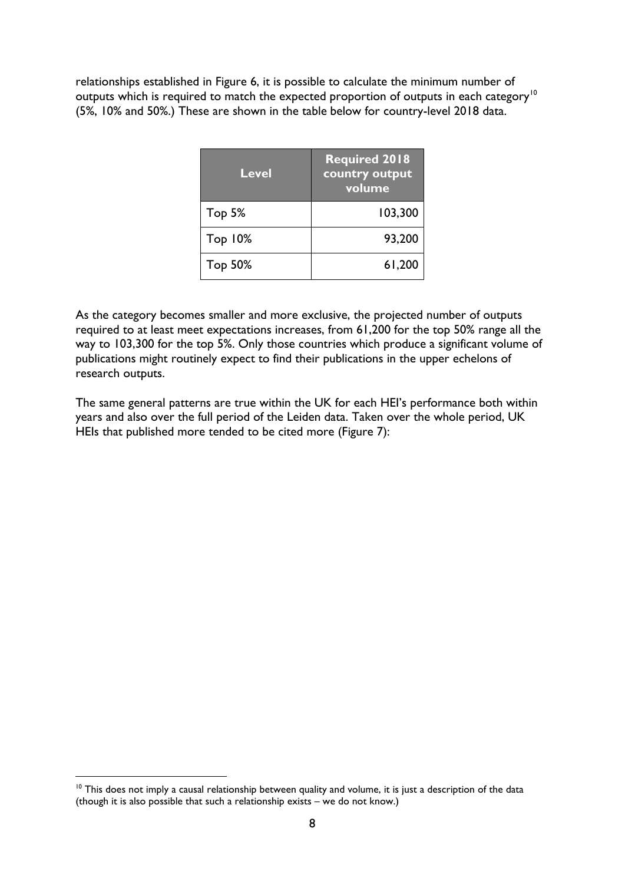relationships established in Figure 6, it is possible to calculate the minimum number of outputs which is required to match the expected proportion of outputs in each category[10] (5%, 10% and 50%.) These are shown in the table below for country-level 2018 data.

| Level | Required 2018 country output volume |
|---|---|
| Top 5% | 103,300 |
| Top 10% | 93,200 |
| Top 50% | 61,200 |

As the category becomes smaller and more exclusive, the projected number of outputs required to at least meet expectations increases, from 61,200 for the top 50% range all the way to 103,300 for the top 5%. Only those countries which produce a significant volume of publications might routinely expect to find their publications in the upper echelons of research outputs.

The same general patterns are true within the UK for each HEI's performance both within years and also over the full period of the Leiden data. Taken over the whole period, UK HEIs that published more tended to be cited more (Figure 7):

[10] This does not imply a causal relationship between quality and volume, it is just a description of the data (though it is also possible that such a relationship exists – we do not know.)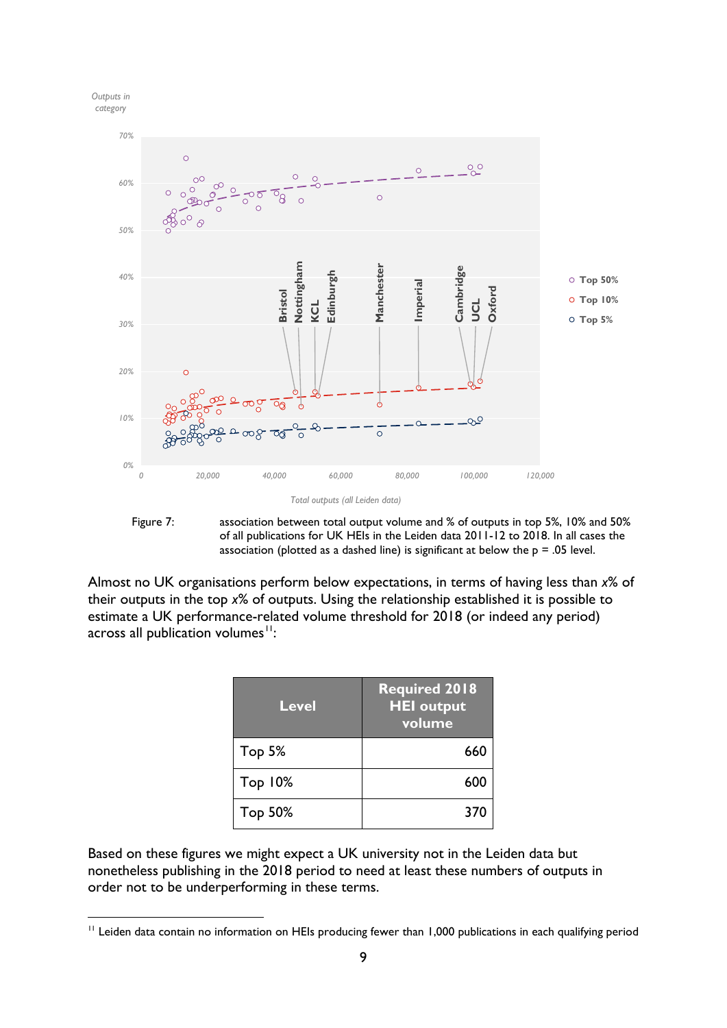Figure 7: association between total output volume and % of outputs in top 5%, 10% and 50% of all publications for UK HEIs in the Leiden data 2011-12 to 2018. In all cases the association (plotted as a dashed line) is significant at below the p = .05 level.

Almost no UK organisations perform below expectations, in terms of having less than *x*% of their outputs in the top *x*% of outputs. Using the relationship established it is possible to estimate a UK performance-related volume threshold for 2018 (or indeed any period) across all publication volumes[11]:

| Level | Required 2018 HEI output volume |
|---|---|
| Top 5% | 660 |
| Top 10% | 600 |
| Top 50% | 370 |

Based on these figures we might expect a UK university not in the Leiden data but nonetheless publishing in the 2018 period to need at least these numbers of outputs in order not to be underperforming in these terms.

[11] Leiden data contain no information on HEIs producing fewer than 1,000 publications in each qualifying period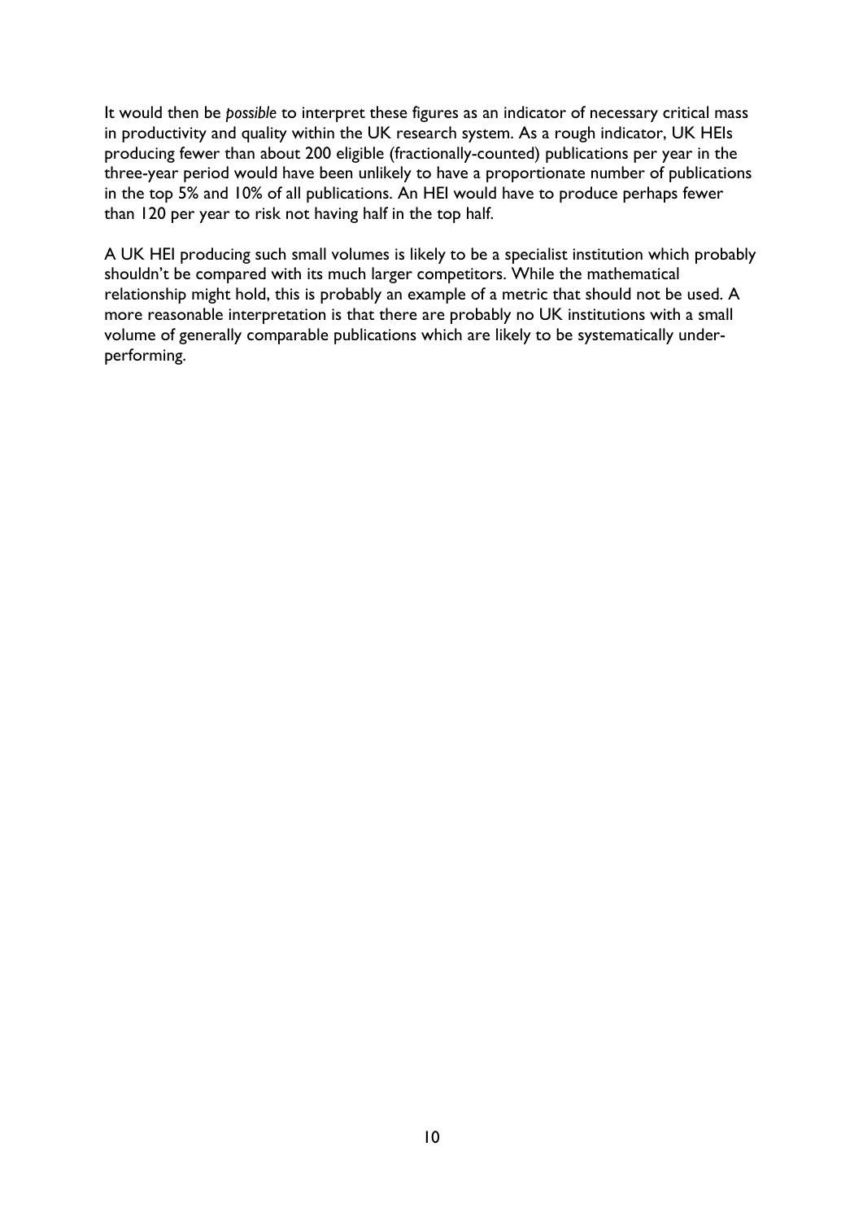It would then be *possible* to interpret these figures as an indicator of necessary critical mass in productivity and quality within the UK research system. As a rough indicator, UK HEIs producing fewer than about 200 eligible (fractionally-counted) publications per year in the three-year period would have been unlikely to have a proportionate number of publications in the top 5% and 10% of all publications. An HEI would have to produce perhaps fewer than 120 per year to risk not having half in the top half.

A UK HEI producing such small volumes is likely to be a specialist institution which probably shouldn't be compared with its much larger competitors. While the mathematical relationship might hold, this is probably an example of a metric that should not be used. A more reasonable interpretation is that there are probably no UK institutions with a small volume of generally comparable publications which are likely to be systematically under-performing.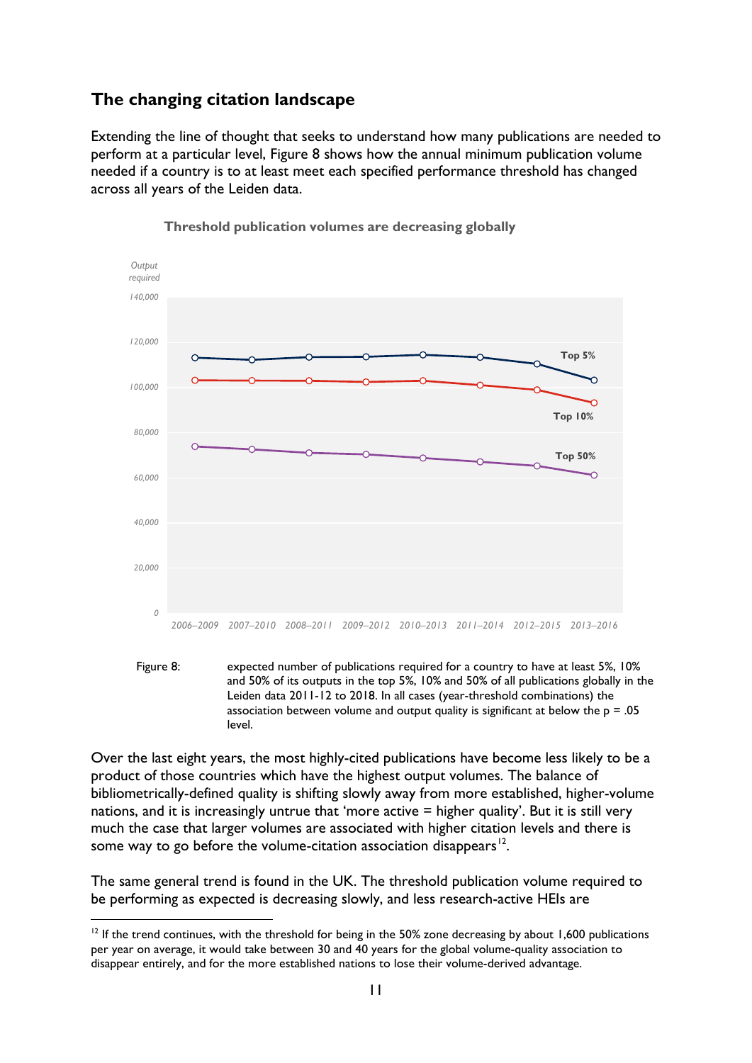## The changing citation landscape

Extending the line of thought that seeks to understand how many publications are needed to perform at a particular level, Figure 8 shows how the annual minimum publication volume needed if a country is to at least meet each specified performance threshold has changed across all years of the Leiden data.

**Threshold publication volumes are decreasing globally**

Figure 8: expected number of publications required for a country to have at least 5%, 10% and 50% of its outputs in the top 5%, 10% and 50% of all publications globally in the Leiden data 2011-12 to 2018. In all cases (year-threshold combinations) the association between volume and output quality is significant at below the p = .05 level.

Over the last eight years, the most highly-cited publications have become less likely to be a product of those countries which have the highest output volumes. The balance of bibliometrically-defined quality is shifting slowly away from more established, higher-volume nations, and it is increasingly untrue that 'more active = higher quality'. But it is still very much the case that larger volumes are associated with higher citation levels and there is some way to go before the volume-citation association disappears[12].

The same general trend is found in the UK. The threshold publication volume required to be performing as expected is decreasing slowly, and less research-active HEIs are

[12] If the trend continues, with the threshold for being in the 50% zone decreasing by about 1,600 publications per year on average, it would take between 30 and 40 years for the global volume-quality association to disappear entirely, and for the more established nations to lose their volume-derived advantage.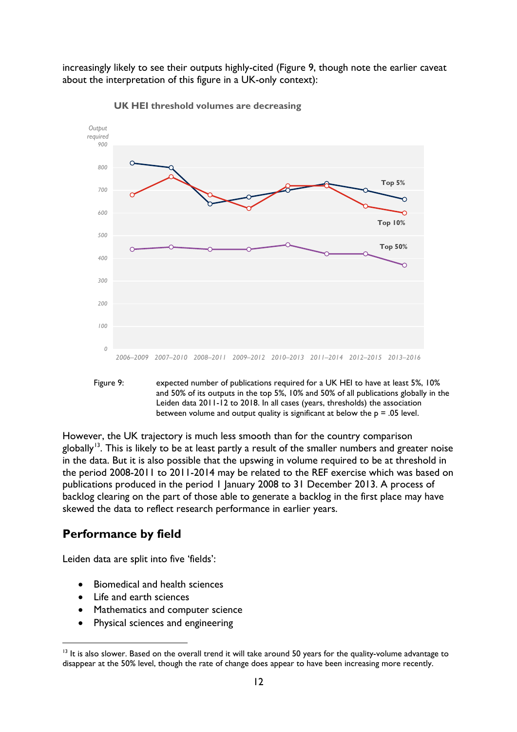increasingly likely to see their outputs highly-cited (Figure 9, though note the earlier caveat about the interpretation of this figure in a UK-only context):

**UK HEI threshold volumes are decreasing**

Figure 9: expected number of publications required for a UK HEI to have at least 5%, 10% and 50% of its outputs in the top 5%, 10% and 50% of all publications globally in the Leiden data 2011-12 to 2018. In all cases (years, thresholds) the association between volume and output quality is significant at below the p = .05 level.

However, the UK trajectory is much less smooth than for the country comparison globally[13]. This is likely to be at least partly a result of the smaller numbers and greater noise in the data. But it is also possible that the upswing in volume required to be at threshold in the period 2008-2011 to 2011-2014 may be related to the REF exercise which was based on publications produced in the period 1 January 2008 to 31 December 2013. A process of backlog clearing on the part of those able to generate a backlog in the first place may have skewed the data to reflect research performance in earlier years.

## Performance by field

Leiden data are split into five 'fields':

- Biomedical and health sciences
- Life and earth sciences
- Mathematics and computer science
- Physical sciences and engineering

[13] It is also slower. Based on the overall trend it will take around 50 years for the quality-volume advantage to disappear at the 50% level, though the rate of change does appear to have been increasing more recently.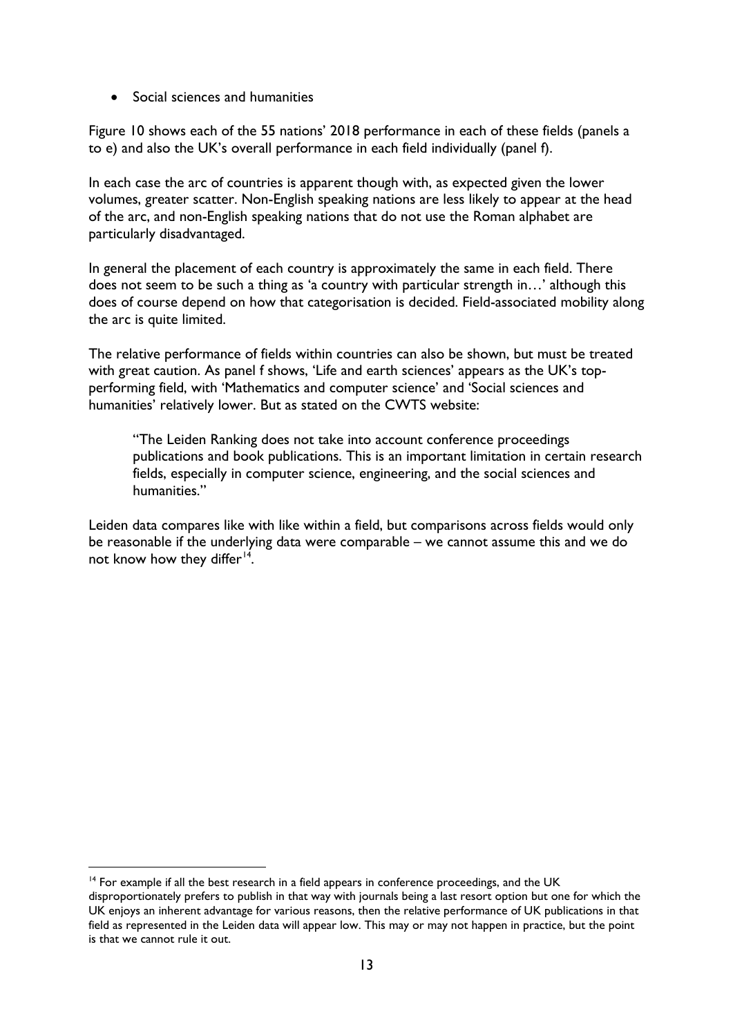- Social sciences and humanities

Figure 10 shows each of the 55 nations' 2018 performance in each of these fields (panels a to e) and also the UK's overall performance in each field individually (panel f).

In each case the arc of countries is apparent though with, as expected given the lower volumes, greater scatter. Non-English speaking nations are less likely to appear at the head of the arc, and non-English speaking nations that do not use the Roman alphabet are particularly disadvantaged.

In general the placement of each country is approximately the same in each field. There does not seem to be such a thing as 'a country with particular strength in…' although this does of course depend on how that categorisation is decided. Field-associated mobility along the arc is quite limited.

The relative performance of fields within countries can also be shown, but must be treated with great caution. As panel f shows, 'Life and earth sciences' appears as the UK's top-performing field, with 'Mathematics and computer science' and 'Social sciences and humanities' relatively lower. But as stated on the CWTS website:

> "The Leiden Ranking does not take into account conference proceedings publications and book publications. This is an important limitation in certain research fields, especially in computer science, engineering, and the social sciences and humanities."

Leiden data compares like with like within a field, but comparisons across fields would only be reasonable if the underlying data were comparable – we cannot assume this and we do not know how they differ[14].

---

[14] For example if all the best research in a field appears in conference proceedings, and the UK disproportionately prefers to publish in that way with journals being a last resort option but one for which the UK enjoys an inherent advantage for various reasons, then the relative performance of UK publications in that field as represented in the Leiden data will appear low. This may or may not happen in practice, but the point is that we cannot rule it out.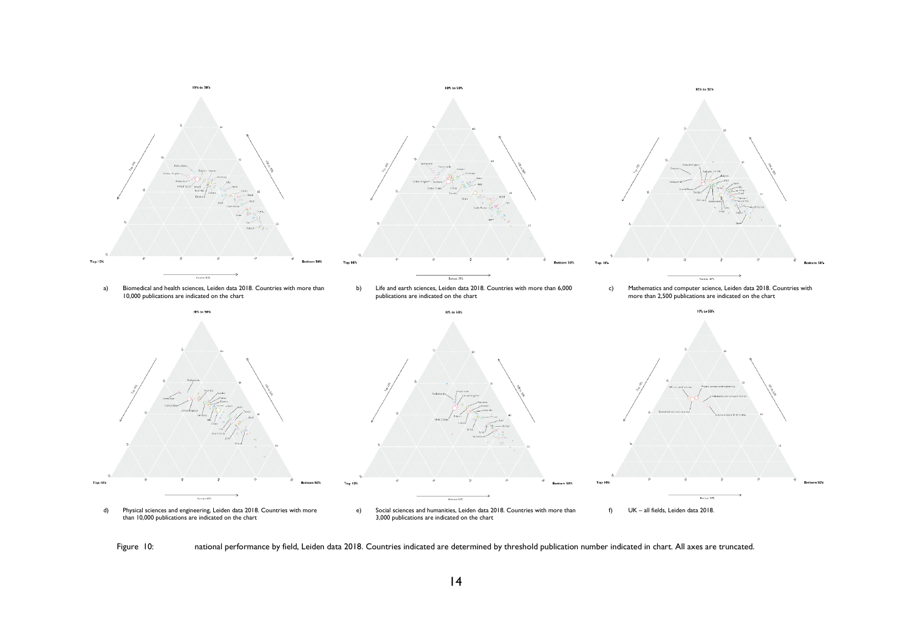a) Biomedical and health sciences, Leiden data 2018. Countries with more than 10,000 publications are indicated on the chart

b) Life and earth sciences, Leiden data 2018. Countries with more than 6,000 publications are indicated on the chart

c) Mathematics and computer science, Leiden data 2018. Countries with more than 2,500 publications are indicated on the chart

d) Physical sciences and engineering, Leiden data 2018. Countries with more than 10,000 publications are indicated on the chart

e) Social sciences and humanities, Leiden data 2018. Countries with more than 3,000 publications are indicated on the chart

f) UK – all fields, Leiden data 2018.

Figure 10: national performance by field, Leiden data 2018. Countries indicated are determined by threshold publication number indicated in chart. All axes are truncated.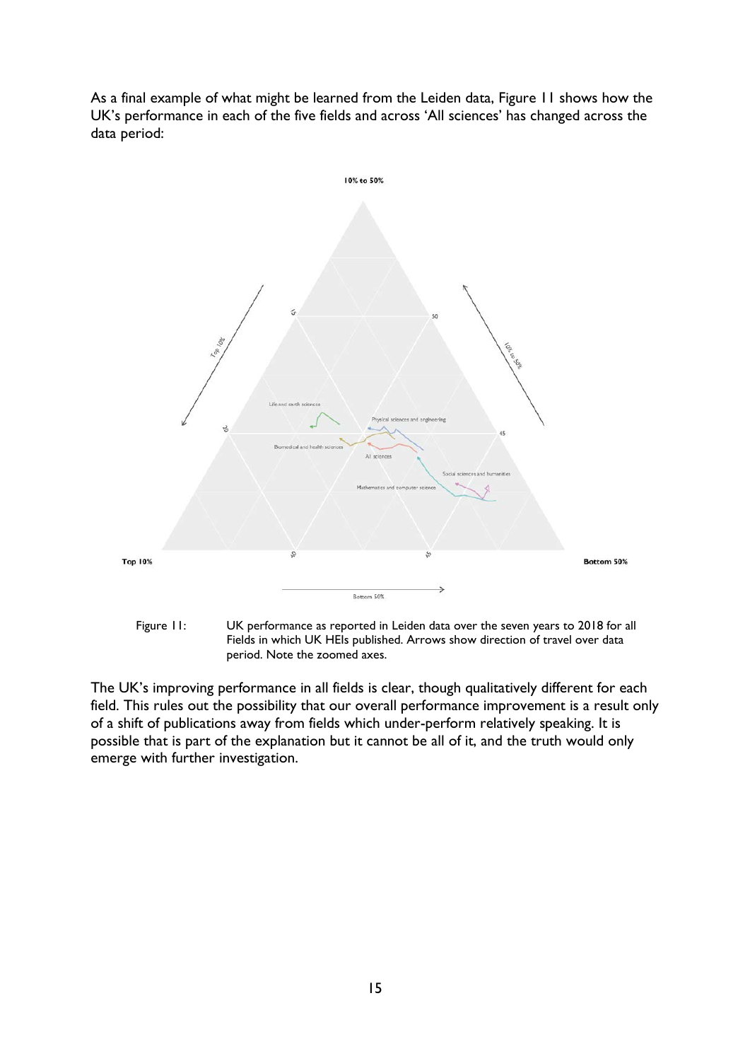As a final example of what might be learned from the Leiden data, Figure 11 shows how the UK's performance in each of the five fields and across 'All sciences' has changed across the data period:

Figure 11: UK performance as reported in Leiden data over the seven years to 2018 for all Fields in which UK HEIs published. Arrows show direction of travel over data period. Note the zoomed axes.

The UK's improving performance in all fields is clear, though qualitatively different for each field. This rules out the possibility that our overall performance improvement is a result only of a shift of publications away from fields which under-perform relatively speaking. It is possible that is part of the explanation but it cannot be all of it, and the truth would only emerge with further investigation.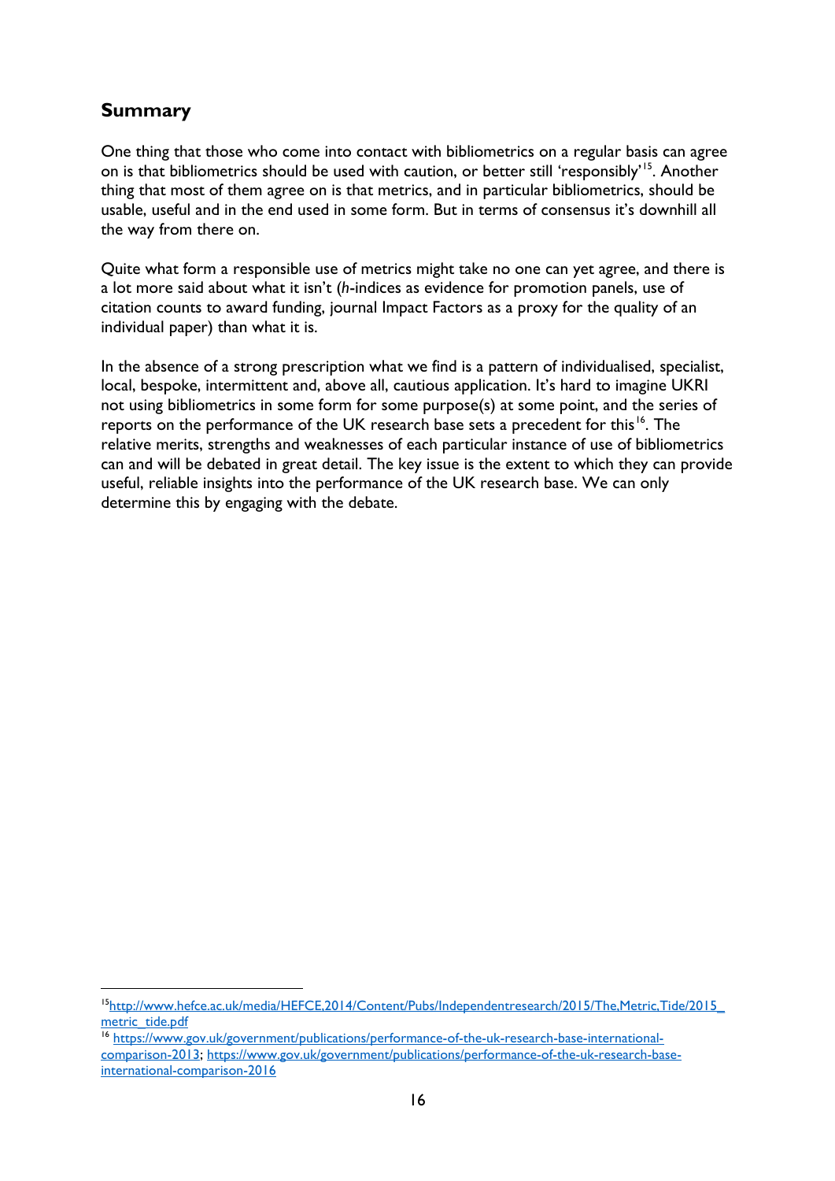## Summary

One thing that those who come into contact with bibliometrics on a regular basis can agree on is that bibliometrics should be used with caution, or better still 'responsibly'[15]. Another thing that most of them agree on is that metrics, and in particular bibliometrics, should be usable, useful and in the end used in some form. But in terms of consensus it's downhill all the way from there on.

Quite what form a responsible use of metrics might take no one can yet agree, and there is a lot more said about what it isn't (*h*-indices as evidence for promotion panels, use of citation counts to award funding, journal Impact Factors as a proxy for the quality of an individual paper) than what it is.

In the absence of a strong prescription what we find is a pattern of individualised, specialist, local, bespoke, intermittent and, above all, cautious application. It's hard to imagine UKRI not using bibliometrics in some form for some purpose(s) at some point, and the series of reports on the performance of the UK research base sets a precedent for this[16]. The relative merits, strengths and weaknesses of each particular instance of use of bibliometrics can and will be debated in great detail. The key issue is the extent to which they can provide useful, reliable insights into the performance of the UK research base. We can only determine this by engaging with the debate.

---

[15] http://www.hefce.ac.uk/media/HEFCE,2014/Content/Pubs/Independentresearch/2015/The,Metric,Tide/2015_metric_tide.pdf

[16] https://www.gov.uk/government/publications/performance-of-the-uk-research-base-international-comparison-2013; https://www.gov.uk/government/publications/performance-of-the-uk-research-base-international-comparison-2016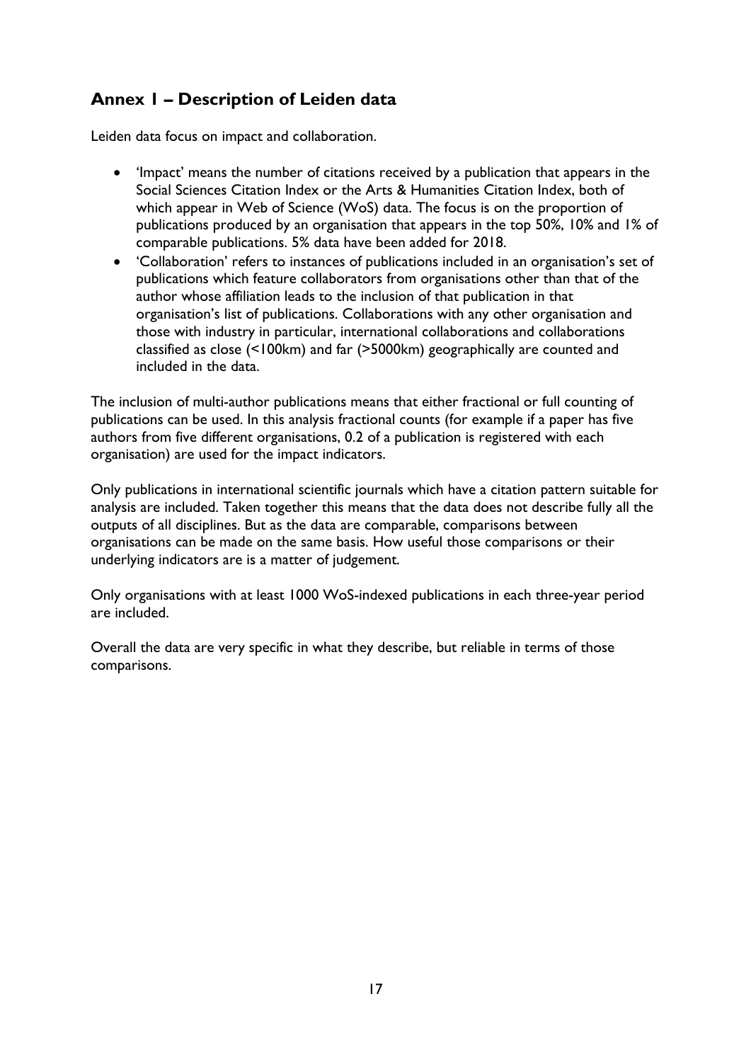## Annex 1 – Description of Leiden data

Leiden data focus on impact and collaboration.

- 'Impact' means the number of citations received by a publication that appears in the Social Sciences Citation Index or the Arts & Humanities Citation Index, both of which appear in Web of Science (WoS) data. The focus is on the proportion of publications produced by an organisation that appears in the top 50%, 10% and 1% of comparable publications. 5% data have been added for 2018.
- 'Collaboration' refers to instances of publications included in an organisation's set of publications which feature collaborators from organisations other than that of the author whose affiliation leads to the inclusion of that publication in that organisation's list of publications. Collaborations with any other organisation and those with industry in particular, international collaborations and collaborations classified as close (<100km) and far (>5000km) geographically are counted and included in the data.

The inclusion of multi-author publications means that either fractional or full counting of publications can be used. In this analysis fractional counts (for example if a paper has five authors from five different organisations, 0.2 of a publication is registered with each organisation) are used for the impact indicators.

Only publications in international scientific journals which have a citation pattern suitable for analysis are included. Taken together this means that the data does not describe fully all the outputs of all disciplines. But as the data are comparable, comparisons between organisations can be made on the same basis. How useful those comparisons or their underlying indicators are is a matter of judgement.

Only organisations with at least 1000 WoS-indexed publications in each three-year period are included.

Overall the data are very specific in what they describe, but reliable in terms of those comparisons.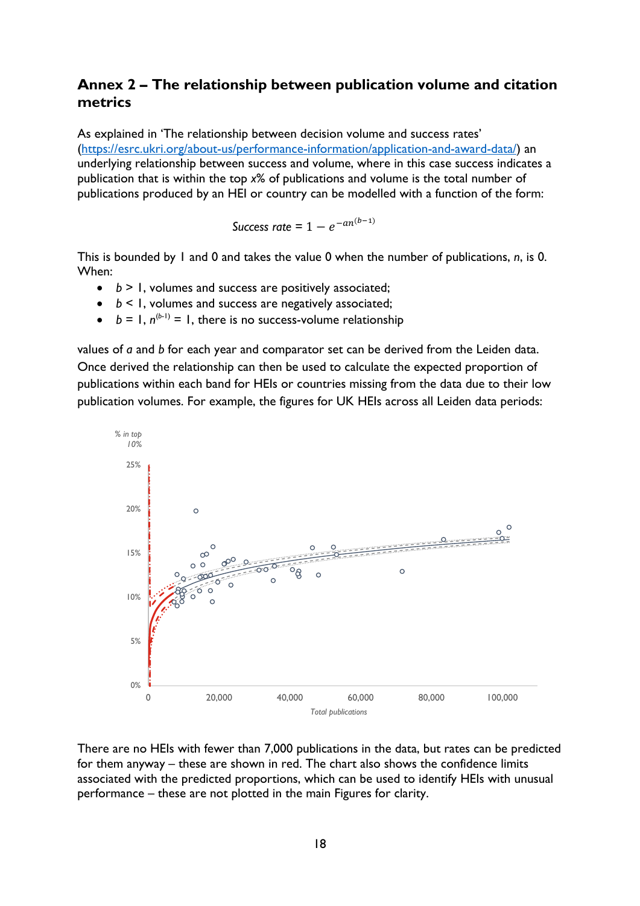## Annex 2 – The relationship between publication volume and citation metrics

As explained in 'The relationship between decision volume and success rates' (https://esrc.ukri.org/about-us/performance-information/application-and-award-data/) an underlying relationship between success and volume, where in this case success indicates a publication that is within the top *x*% of publications and volume is the total number of publications produced by an HEI or country can be modelled with a function of the form:

$$\textit{Success rate} = 1 - e^{-an^{(b-1)}}$$

This is bounded by 1 and 0 and takes the value 0 when the number of publications, $n$, is 0. When:

- $b > 1$, volumes and success are positively associated;
- $b < 1$, volumes and success are negatively associated;
- $b = 1$, $n^{(b-1)} = 1$, there is no success-volume relationship

values of $a$ and $b$ for each year and comparator set can be derived from the Leiden data. Once derived the relationship can then be used to calculate the expected proportion of publications within each band for HEIs or countries missing from the data due to their low publication volumes. For example, the figures for UK HEIs across all Leiden data periods:

There are no HEIs with fewer than 7,000 publications in the data, but rates can be predicted for them anyway – these are shown in red. The chart also shows the confidence limits associated with the predicted proportions, which can be used to identify HEIs with unusual performance – these are not plotted in the main Figures for clarity.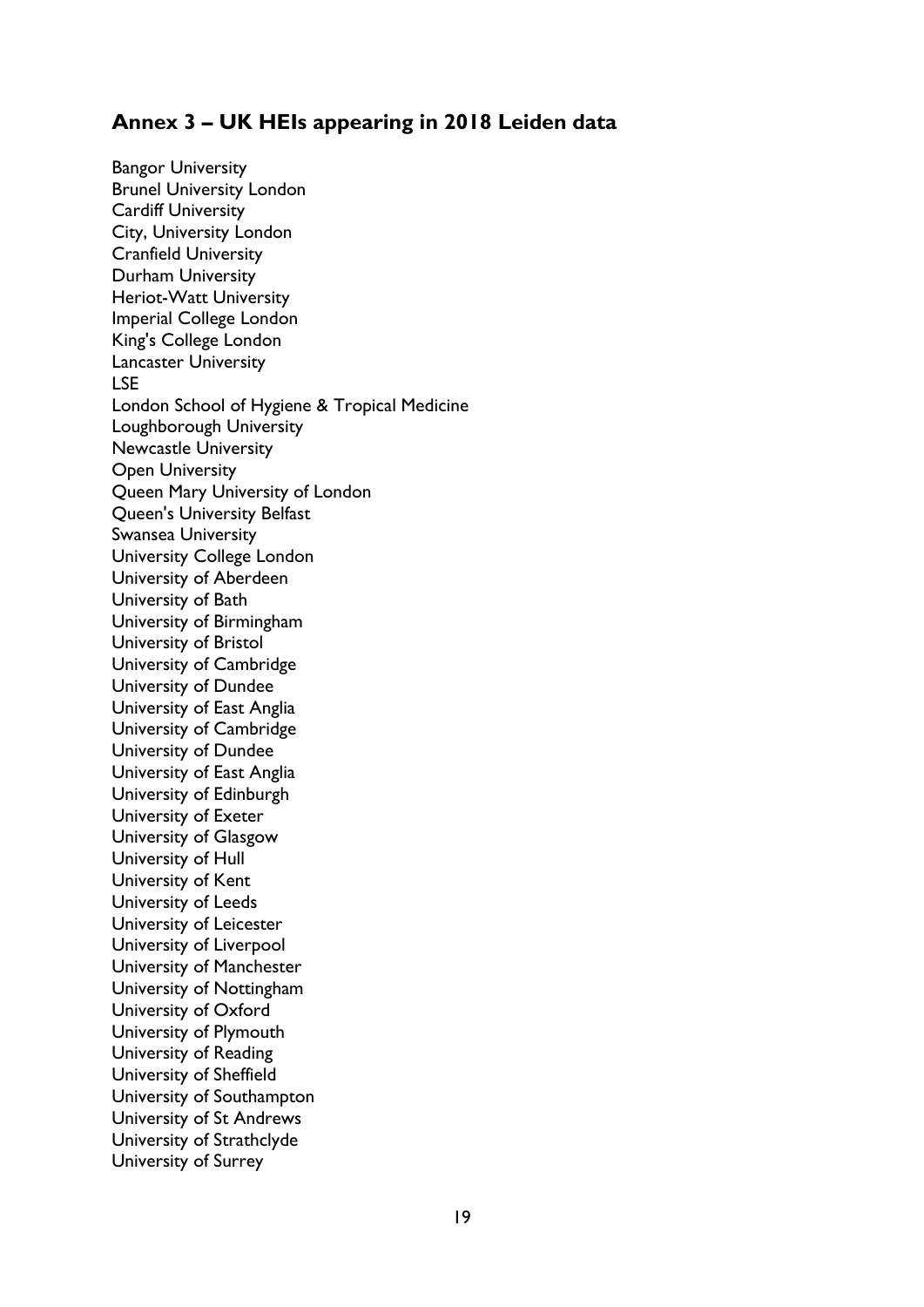## Annex 3 – UK HEIs appearing in 2018 Leiden data

Bangor University
Brunel University London
Cardiff University
City, University London
Cranfield University
Durham University
Heriot-Watt University
Imperial College London
King's College London
Lancaster University
LSE
London School of Hygiene & Tropical Medicine
Loughborough University
Newcastle University
Open University
Queen Mary University of London
Queen's University Belfast
Swansea University
University College London
University of Aberdeen
University of Bath
University of Birmingham
University of Bristol
University of Cambridge
University of Dundee
University of East Anglia
University of Cambridge
University of Dundee
University of East Anglia
University of Edinburgh
University of Exeter
University of Glasgow
University of Hull
University of Kent
University of Leeds
University of Leicester
University of Liverpool
University of Manchester
University of Nottingham
University of Oxford
University of Plymouth
University of Reading
University of Sheffield
University of Southampton
University of St Andrews
University of Strathclyde
University of Surrey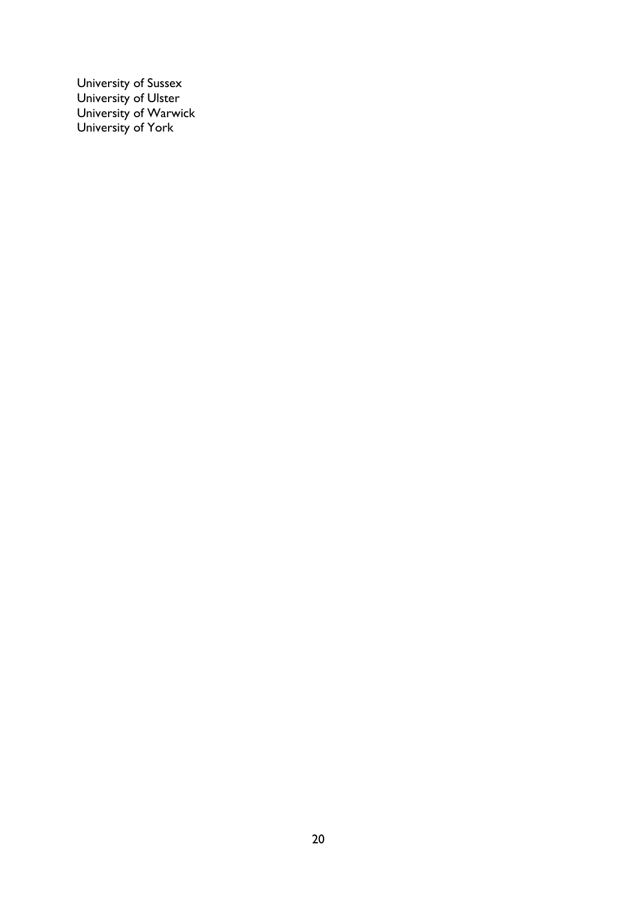University of Sussex
University of Ulster
University of Warwick
University of York